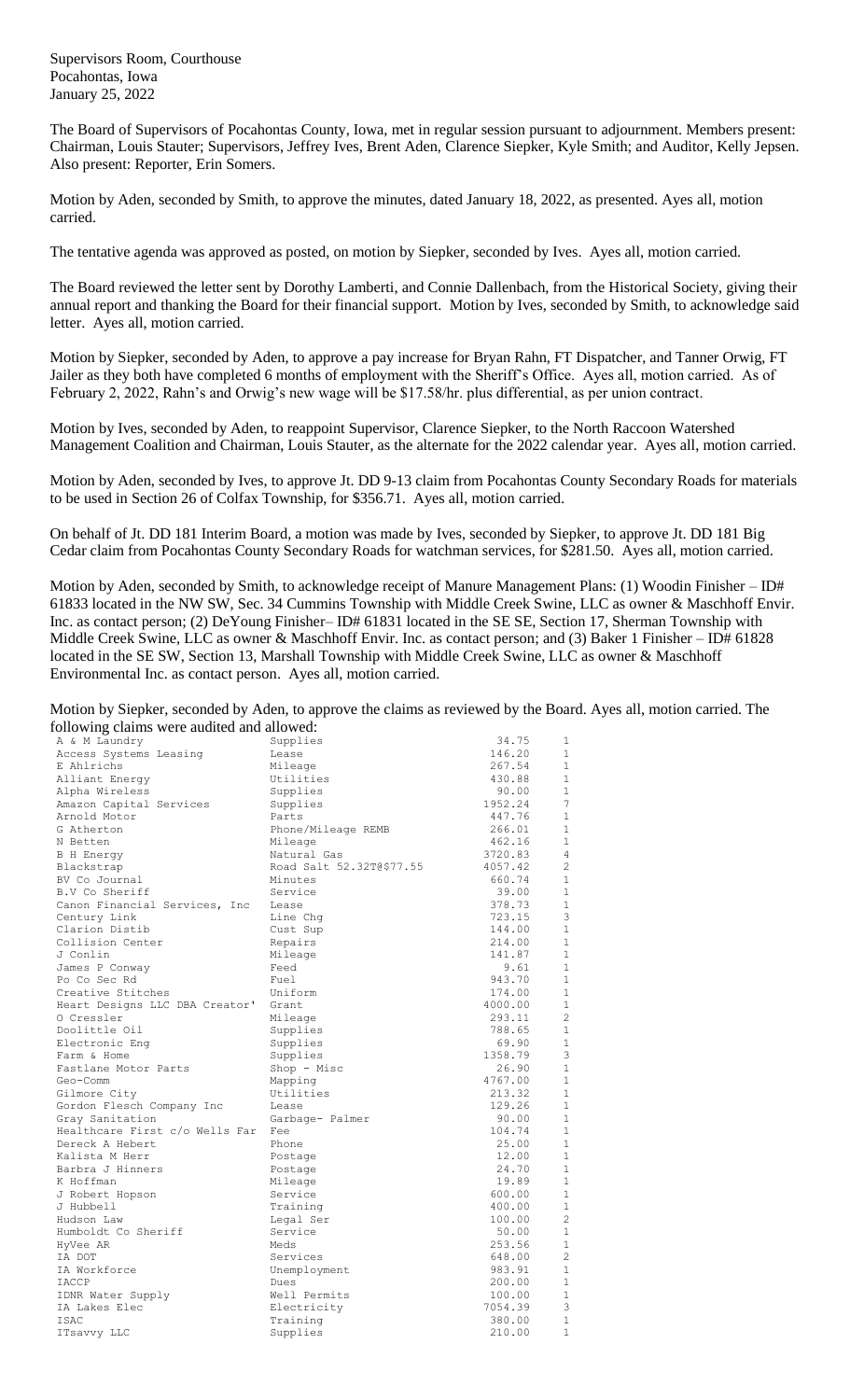Supervisors Room, Courthouse
Pocahontas, Iowa
January 25, 2022

The Board of Supervisors of Pocahontas County, Iowa, met in regular session pursuant to adjournment. Members present: Chairman, Louis Stauter; Supervisors, Jeffrey Ives, Brent Aden, Clarence Siepker, Kyle Smith; and Auditor, Kelly Jepsen. Also present: Reporter, Erin Somers.

Motion by Aden, seconded by Smith, to approve the minutes, dated January 18, 2022, as presented. Ayes all, motion carried.

The tentative agenda was approved as posted, on motion by Siepker, seconded by Ives. Ayes all, motion carried.

The Board reviewed the letter sent by Dorothy Lamberti, and Connie Dallenbach, from the Historical Society, giving their annual report and thanking the Board for their financial support. Motion by Ives, seconded by Smith, to acknowledge said letter. Ayes all, motion carried.

Motion by Siepker, seconded by Aden, to approve a pay increase for Bryan Rahn, FT Dispatcher, and Tanner Orwig, FT Jailer as they both have completed 6 months of employment with the Sheriff's Office. Ayes all, motion carried. As of February 2, 2022, Rahn's and Orwig's new wage will be $17.58/hr. plus differential, as per union contract.

Motion by Ives, seconded by Aden, to reappoint Supervisor, Clarence Siepker, to the North Raccoon Watershed Management Coalition and Chairman, Louis Stauter, as the alternate for the 2022 calendar year. Ayes all, motion carried.

Motion by Aden, seconded by Ives, to approve Jt. DD 9-13 claim from Pocahontas County Secondary Roads for materials to be used in Section 26 of Colfax Township, for $356.71. Ayes all, motion carried.

On behalf of Jt. DD 181 Interim Board, a motion was made by Ives, seconded by Siepker, to approve Jt. DD 181 Big Cedar claim from Pocahontas County Secondary Roads for watchman services, for $281.50. Ayes all, motion carried.

Motion by Aden, seconded by Smith, to acknowledge receipt of Manure Management Plans: (1) Woodin Finisher – ID# 61833 located in the NW SW, Sec. 34 Cummins Township with Middle Creek Swine, LLC as owner & Maschhoff Envir. Inc. as contact person; (2) DeYoung Finisher– ID# 61831 located in the SE SE, Section 17, Sherman Township with Middle Creek Swine, LLC as owner & Maschhoff Envir. Inc. as contact person; and (3) Baker 1 Finisher – ID# 61828 located in the SE SW, Section 13, Marshall Township with Middle Creek Swine, LLC as owner & Maschhoff Environmental Inc. as contact person. Ayes all, motion carried.

Motion by Siepker, seconded by Aden, to approve the claims as reviewed by the Board. Ayes all, motion carried. The following claims were audited and allowed:

| | | | |
|---|---|---|---|
| A & M Laundry | Supplies | 34.75 | 1 |
| Access Systems Leasing | Lease | 146.20 | 1 |
| E Ahlrichs | Mileage | 267.54 | 1 |
| Alliant Energy | Utilities | 430.88 | 1 |
| Alpha Wireless | Supplies | 90.00 | 1 |
| Amazon Capital Services | Supplies | 1952.24 | 7 |
| Arnold Motor | Parts | 447.76 | 1 |
| G Atherton | Phone/Mileage REMB | 266.01 | 1 |
| N Betten | Mileage | 462.16 | 1 |
| B H Energy | Natural Gas | 3720.83 | 4 |
| Blackstrap | Road Salt 52.32T@$77.55 | 4057.42 | 2 |
| BV Co Journal | Minutes | 660.74 | 1 |
| B.V Co Sheriff | Service | 39.00 | 1 |
| Canon Financial Services, Inc | Lease | 378.73 | 1 |
| Century Link | Line Chg | 723.15 | 3 |
| Clarion Distib | Cust Sup | 144.00 | 1 |
| Collision Center | Repairs | 214.00 | 1 |
| J Conlin | Mileage | 141.87 | 1 |
| James P Conway | Feed | 9.61 | 1 |
| Po Co Sec Rd | Fuel | 943.70 | 1 |
| Creative Stitches | Uniform | 174.00 | 1 |
| Heart Designs LLC DBA Creator' | Grant | 4000.00 | 1 |
| O Cressler | Mileage | 293.11 | 2 |
| Doolittle Oil | Supplies | 788.65 | 1 |
| Electronic Eng | Supplies | 69.90 | 1 |
| Farm & Home | Supplies | 1358.79 | 3 |
| Fastlane Motor Parts | Shop - Misc | 26.90 | 1 |
| Geo-Comm | Mapping | 4767.00 | 1 |
| Gilmore City | Utilities | 213.32 | 1 |
| Gordon Flesch Company Inc | Lease | 129.26 | 1 |
| Gray Sanitation | Garbage- Palmer | 90.00 | 1 |
| Healthcare First c/o Wells Far | Fee | 104.74 | 1 |
| Dereck A Hebert | Phone | 25.00 | 1 |
| Kalista M Herr | Postage | 12.00 | 1 |
| Barbra J Hinners | Postage | 24.70 | 1 |
| K Hoffman | Mileage | 19.89 | 1 |
| J Robert Hopson | Service | 600.00 | 1 |
| J Hubbell | Training | 400.00 | 1 |
| Hudson Law | Legal Ser | 100.00 | 2 |
| Humboldt Co Sheriff | Service | 50.00 | 1 |
| HyVee AR | Meds | 253.56 | 1 |
| IA DOT | Services | 648.00 | 2 |
| IA Workforce | Unemployment | 983.91 | 1 |
| IACCP | Dues | 200.00 | 1 |
| IDNR Water Supply | Well Permits | 100.00 | 1 |
| IA Lakes Elec | Electricity | 7054.39 | 3 |
| ISAC | Training | 380.00 | 1 |
| ITsavvy LLC | Supplies | 210.00 | 1 |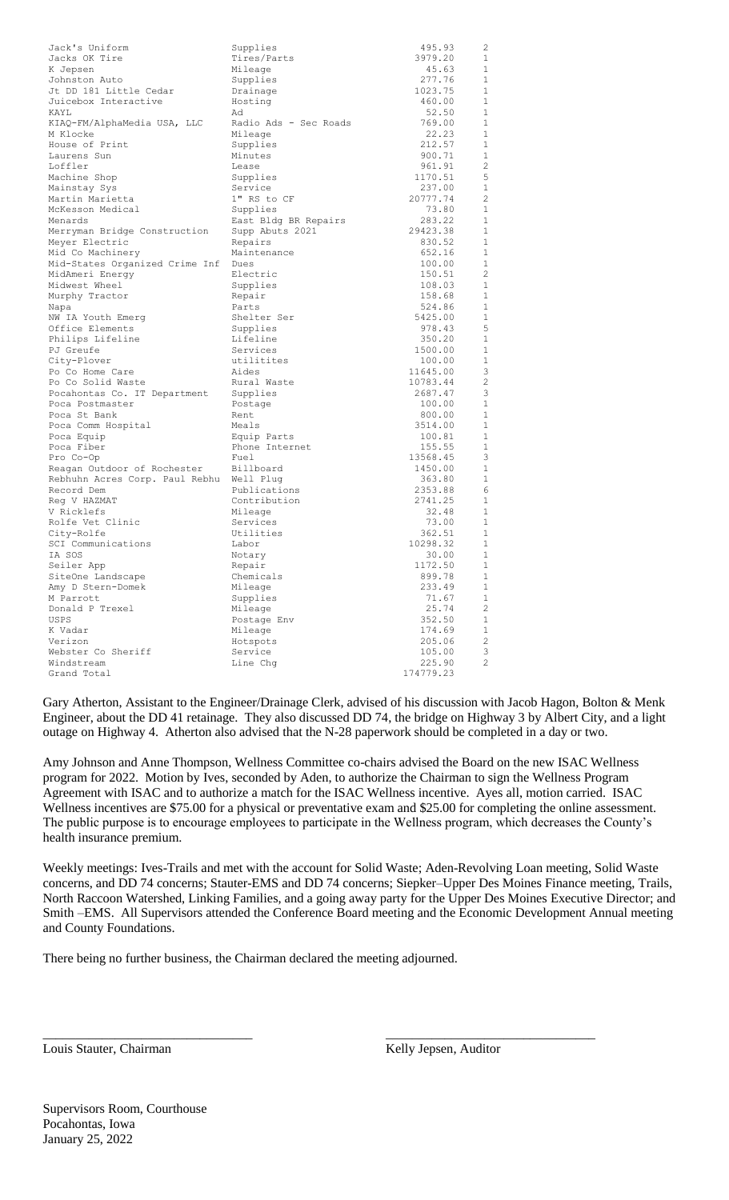| | | | |
|---|---|---|---|
| Jack's Uniform | Supplies | 495.93 | 2 |
| Jacks OK Tire | Tires/Parts | 3979.20 | 1 |
| K Jepsen | Mileage | 45.63 | 1 |
| Johnston Auto | Supplies | 277.76 | 1 |
| Jt DD 181 Little Cedar | Drainage | 1023.75 | 1 |
| Juicebox Interactive | Hosting | 460.00 | 1 |
| KAYL | Ad | 52.50 | 1 |
| KIAQ-FM/AlphaMedia USA, LLC | Radio Ads - Sec Roads | 769.00 | 1 |
| M Klocke | Mileage | 22.23 | 1 |
| House of Print | Supplies | 212.57 | 1 |
| Laurens Sun | Minutes | 900.71 | 1 |
| Loffler | Lease | 961.91 | 2 |
| Machine Shop | Supplies | 1170.51 | 5 |
| Mainstay Sys | Service | 237.00 | 1 |
| Martin Marietta | 1" RS to CF | 20777.74 | 2 |
| McKesson Medical | Supplies | 73.80 | 1 |
| Menards | East Bldg BR Repairs | 283.22 | 1 |
| Merryman Bridge Construction | Supp Abuts 2021 | 29423.38 | 1 |
| Meyer Electric | Repairs | 830.52 | 1 |
| Mid Co Machinery | Maintenance | 652.16 | 1 |
| Mid-States Organized Crime Inf | Dues | 100.00 | 1 |
| MidAmeri Energy | Electric | 150.51 | 2 |
| Midwest Wheel | Supplies | 108.03 | 1 |
| Murphy Tractor | Repair | 158.68 | 1 |
| Napa | Parts | 524.86 | 1 |
| NW IA Youth Emerg | Shelter Ser | 5425.00 | 1 |
| Office Elements | Supplies | 978.43 | 5 |
| Philips Lifeline | Lifeline | 350.20 | 1 |
| PJ Greufe | Services | 1500.00 | 1 |
| City-Plover | utilitites | 100.00 | 1 |
| Po Co Home Care | Aides | 11645.00 | 3 |
| Po Co Solid Waste | Rural Waste | 10783.44 | 2 |
| Pocahontas Co. IT Department | Supplies | 2687.47 | 3 |
| Poca Postmaster | Postage | 100.00 | 1 |
| Poca St Bank | Rent | 800.00 | 1 |
| Poca Comm Hospital | Meals | 3514.00 | 1 |
| Poca Equip | Equip Parts | 100.81 | 1 |
| Poca Fiber | Phone Internet | 155.55 | 1 |
| Pro Co-Op | Fuel | 13568.45 | 3 |
| Reagan Outdoor of Rochester | Billboard | 1450.00 | 1 |
| Rebhuhn Acres Corp. Paul Rebhu | Well Plug | 363.80 | 1 |
| Record Dem | Publications | 2353.88 | 6 |
| Reg V HAZMAT | Contribution | 2741.25 | 1 |
| V Ricklefs | Mileage | 32.48 | 1 |
| Rolfe Vet Clinic | Services | 73.00 | 1 |
| City-Rolfe | Utilities | 362.51 | 1 |
| SCI Communications | Labor | 10298.32 | 1 |
| IA SOS | Notary | 30.00 | 1 |
| Seiler App | Repair | 1172.50 | 1 |
| SiteOne Landscape | Chemicals | 899.78 | 1 |
| Amy D Stern-Domek | Mileage | 233.49 | 1 |
| M Parrott | Supplies | 71.67 | 1 |
| Donald P Trexel | Mileage | 25.74 | 2 |
| USPS | Postage Env | 352.50 | 1 |
| K Vadar | Mileage | 174.69 | 1 |
| Verizon | Hotspots | 205.06 | 2 |
| Webster Co Sheriff | Service | 105.00 | 3 |
| Windstream | Line Chg | 225.90 | 2 |
| Grand Total | | 174779.23 | |

Gary Atherton, Assistant to the Engineer/Drainage Clerk, advised of his discussion with Jacob Hagon, Bolton & Menk Engineer, about the DD 41 retainage. They also discussed DD 74, the bridge on Highway 3 by Albert City, and a light outage on Highway 4. Atherton also advised that the N-28 paperwork should be completed in a day or two.

Amy Johnson and Anne Thompson, Wellness Committee co-chairs advised the Board on the new ISAC Wellness program for 2022. Motion by Ives, seconded by Aden, to authorize the Chairman to sign the Wellness Program Agreement with ISAC and to authorize a match for the ISAC Wellness incentive. Ayes all, motion carried. ISAC Wellness incentives are $75.00 for a physical or preventative exam and $25.00 for completing the online assessment. The public purpose is to encourage employees to participate in the Wellness program, which decreases the County's health insurance premium.

Weekly meetings: Ives-Trails and met with the account for Solid Waste; Aden-Revolving Loan meeting, Solid Waste concerns, and DD 74 concerns; Stauter-EMS and DD 74 concerns; Siepker–Upper Des Moines Finance meeting, Trails, North Raccoon Watershed, Linking Families, and a going away party for the Upper Des Moines Executive Director; and Smith –EMS. All Supervisors attended the Conference Board meeting and the Economic Development Annual meeting and County Foundations.

There being no further business, the Chairman declared the meeting adjourned.

\_\_\_\_\_\_\_\_\_\_\_\_\_\_\_\_\_\_\_\_\_\_\_\_\_\_\_\_\_\_\_ \_\_\_\_\_\_\_\_\_\_\_\_\_\_\_\_\_\_\_\_\_\_\_\_\_\_\_\_\_\_\_

Louis Stauter, Chairman Kelly Jepsen, Auditor

Supervisors Room, Courthouse
Pocahontas, Iowa
January 25, 2022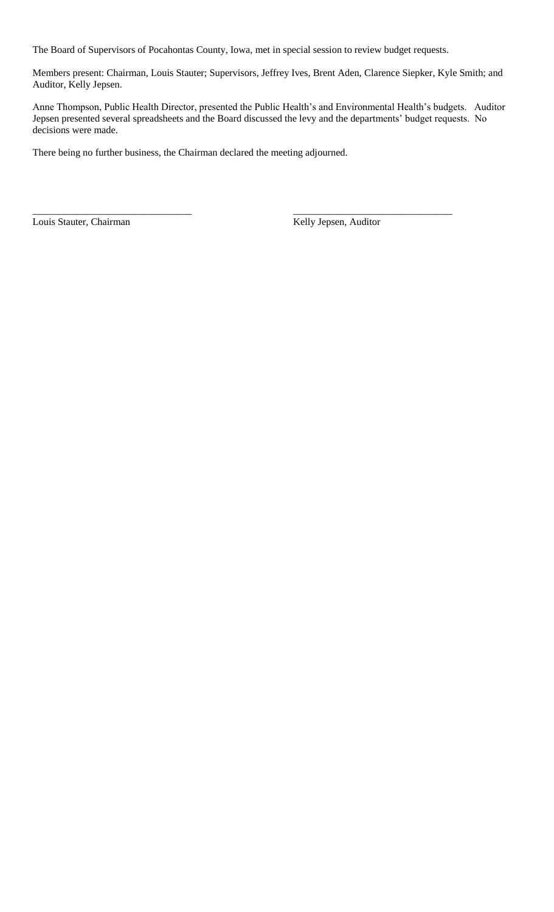The Board of Supervisors of Pocahontas County, Iowa, met in special session to review budget requests.

Members present: Chairman, Louis Stauter; Supervisors, Jeffrey Ives, Brent Aden, Clarence Siepker, Kyle Smith; and Auditor, Kelly Jepsen.

Anne Thompson, Public Health Director, presented the Public Health's and Environmental Health's budgets. Auditor Jepsen presented several spreadsheets and the Board discussed the levy and the departments' budget requests. No decisions were made.

There being no further business, the Chairman declared the meeting adjourned.

| | |
|---|---|
| _______________________________ | _______________________________ |
| Louis Stauter, Chairman | Kelly Jepsen, Auditor |